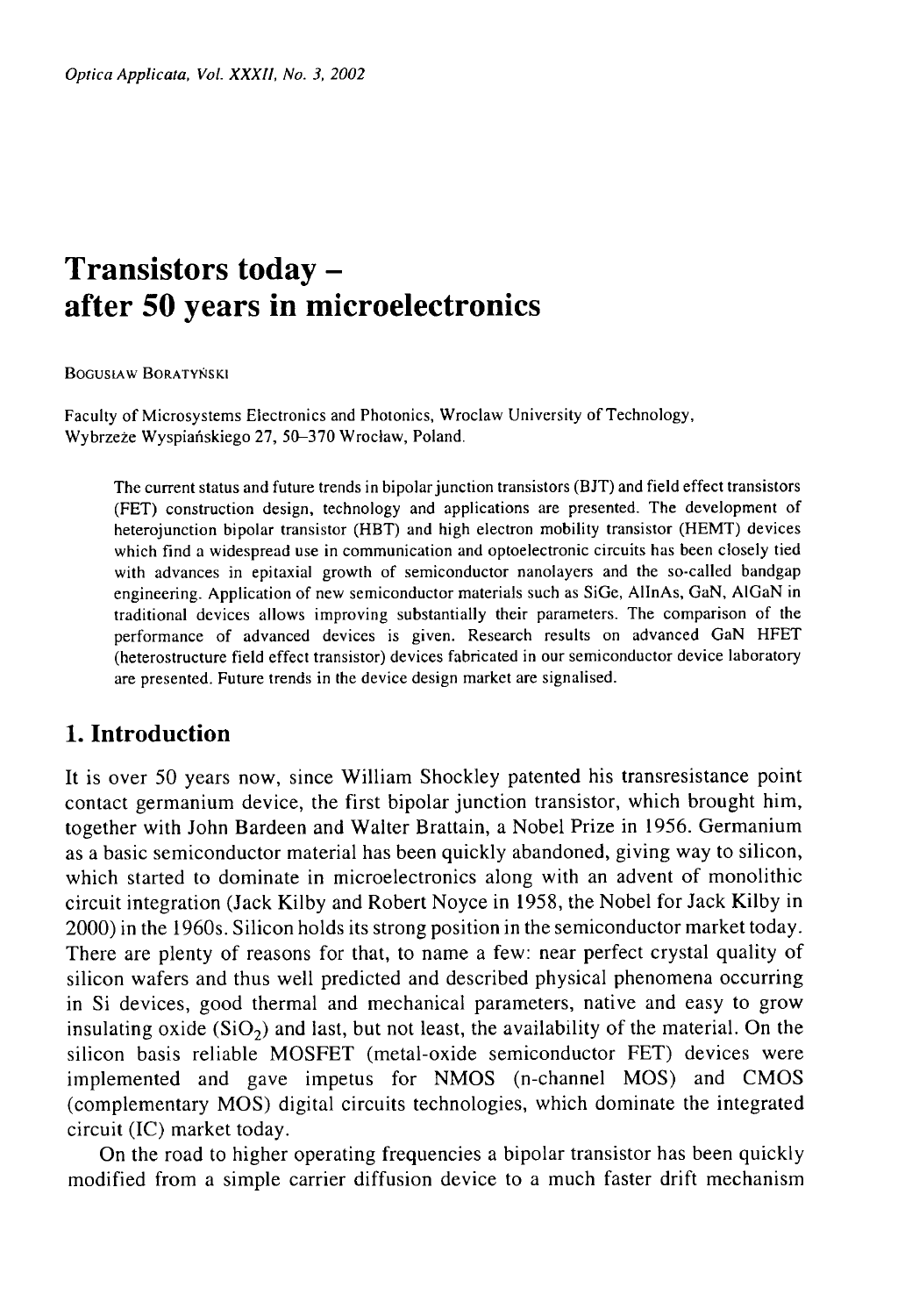# Transistors today – after 50 years in microelectronics

Bogusław Boratyński

Faculty of Microsystems Electronics and Photonics, Wroclaw University of Technology, Wybrzeże Wyspiańskiego 27, 50–370 Wrocław, Poland.

The current status and future trends in bipolar junction transistors (BJT) and field effect transistors (FET) construction design, technology and applications are presented. The development of heterojunction bipolar transistor (HBT) and high electron mobility transistor (HEMT) devices which find a widespread use in communication and optoelectronic circuits has been closely tied with advances in epitaxial growth of semiconductor nanolayers and the so-called bandgap engineering. Application of new semiconductor materials such as SiGe, AlInAs, GaN, AlGaN in traditional devices allows improving substantially their parameters. The comparison of the performance of advanced devices is given. Research results on advanced GaN HFET (heterostructure field effect transistor) devices fabricated in our semiconductor device laboratory are presented. Future trends in the device design market are signalised.

## 1. Introduction

It is over 50 years now, since William Shockley patented his transresistance point contact germanium device, the first bipolar junction transistor, which brought him, together with John Bardeen and Walter Brattain, a Nobel Prize in 1956. Germanium as a basic semiconductor material has been quickly abandoned, giving way to silicon, which started to dominate in microelectronics along with an advent of monolithic circuit integration (Jack Kilby and Robert Noyce in 1958, the Nobel for Jack Kilby in 2000) in the 1960s. Silicon holds its strong position in the semiconductor market today. There are plenty of reasons for that, to name a few: near perfect crystal quality of silicon wafers and thus well predicted and described physical phenomena occurring in Si devices, good thermal and mechanical parameters, native and easy to grow insulating oxide ($SiO_2$) and last, but not least, the availability of the material. On the silicon basis reliable MOSFET (metal-oxide semiconductor FET) devices were implemented and gave impetus for NMOS (n-channel MOS) and CMOS (complementary MOS) digital circuits technologies, which dominate the integrated circuit (IC) market today.

On the road to higher operating frequencies a bipolar transistor has been quickly modified from a simple carrier diffusion device to a much faster drift mechanism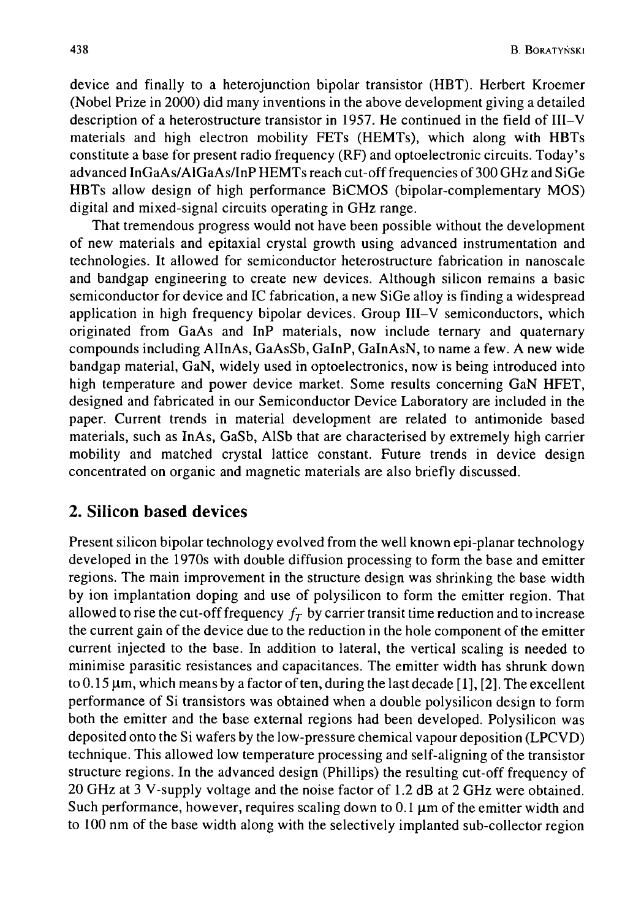device and finally to a heterojunction bipolar transistor (HBT). Herbert Kroemer (Nobel Prize in 2000) did many inventions in the above development giving a detailed description of a heterostructure transistor in 1957. He continued in the field of III–V materials and high electron mobility FETs (HEMTs), which along with HBTs constitute a base for present radio frequency (RF) and optoelectronic circuits. Today's advanced InGaAs/AlGaAs/InP HEMTs reach cut-off frequencies of 300 GHz and SiGe HBTs allow design of high performance BiCMOS (bipolar-complementary MOS) digital and mixed-signal circuits operating in GHz range.

That tremendous progress would not have been possible without the development of new materials and epitaxial crystal growth using advanced instrumentation and technologies. It allowed for semiconductor heterostructure fabrication in nanoscale and bandgap engineering to create new devices. Although silicon remains a basic semiconductor for device and IC fabrication, a new SiGe alloy is finding a widespread application in high frequency bipolar devices. Group III–V semiconductors, which originated from GaAs and InP materials, now include ternary and quaternary compounds including AlInAs, GaAsSb, GaInP, GaInAsN, to name a few. A new wide bandgap material, GaN, widely used in optoelectronics, now is being introduced into high temperature and power device market. Some results concerning GaN HFET, designed and fabricated in our Semiconductor Device Laboratory are included in the paper. Current trends in material development are related to antimonide based materials, such as InAs, GaSb, AlSb that are characterised by extremely high carrier mobility and matched crystal lattice constant. Future trends in device design concentrated on organic and magnetic materials are also briefly discussed.

## 2. Silicon based devices

Present silicon bipolar technology evolved from the well known epi-planar technology developed in the 1970s with double diffusion processing to form the base and emitter regions. The main improvement in the structure design was shrinking the base width by ion implantation doping and use of polysilicon to form the emitter region. That allowed to rise the cut-off frequency $f_T$ by carrier transit time reduction and to increase the current gain of the device due to the reduction in the hole component of the emitter current injected to the base. In addition to lateral, the vertical scaling is needed to minimise parasitic resistances and capacitances. The emitter width has shrunk down to 0.15 μm, which means by a factor of ten, during the last decade [1], [2]. The excellent performance of Si transistors was obtained when a double polysilicon design to form both the emitter and the base external regions had been developed. Polysilicon was deposited onto the Si wafers by the low-pressure chemical vapour deposition (LPCVD) technique. This allowed low temperature processing and self-aligning of the transistor structure regions. In the advanced design (Phillips) the resulting cut-off frequency of 20 GHz at 3 V-supply voltage and the noise factor of 1.2 dB at 2 GHz were obtained. Such performance, however, requires scaling down to 0.1 μm of the emitter width and to 100 nm of the base width along with the selectively implanted sub-collector region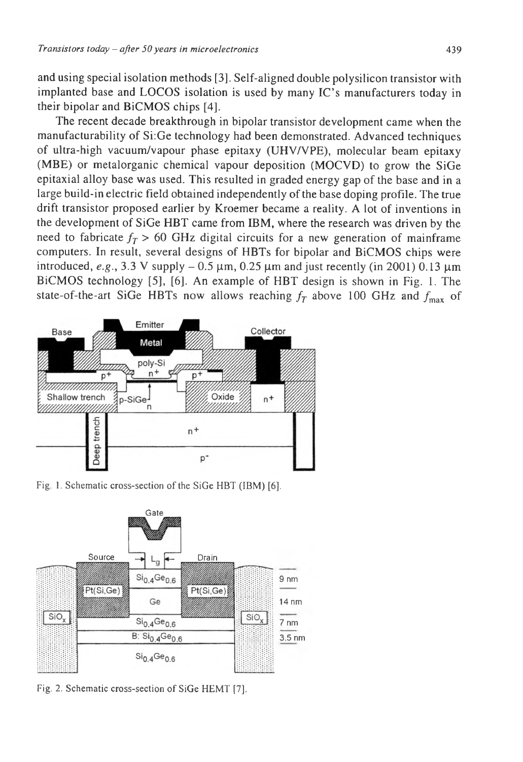and using special isolation methods [3]. Self-aligned double polysilicon transistor with implanted base and LOCOS isolation is used by many IC's manufacturers today in their bipolar and BiCMOS chips [4].

The recent decade breakthrough in bipolar transistor development came when the manufacturability of Si:Ge technology had been demonstrated. Advanced techniques of ultra-high vacuum/vapour phase epitaxy (UHV/VPE), molecular beam epitaxy (MBE) or metalorganic chemical vapour deposition (MOCVD) to grow the SiGe epitaxial alloy base was used. This resulted in graded energy gap of the base and in a large build-in electric field obtained independently of the base doping profile. The true drift transistor proposed earlier by Kroemer became a reality. A lot of inventions in the development of SiGe HBT came from IBM, where the research was driven by the need to fabricate $f_T > 60$ GHz digital circuits for a new generation of mainframe computers. In result, several designs of HBTs for bipolar and BiCMOS chips were introduced, *e.g.*, 3.3 V supply – 0.5 μm, 0.25 μm and just recently (in 2001) 0.13 μm BiCMOS technology [5], [6]. An example of HBT design is shown in Fig. 1. The state-of-the-art SiGe HBTs now allows reaching $f_T$ above 100 GHz and $f_{max}$ of

Fig. 1. Schematic cross-section of the SiGe HBT (IBM) [6].

Fig. 2. Schematic cross-section of SiGe HEMT [7].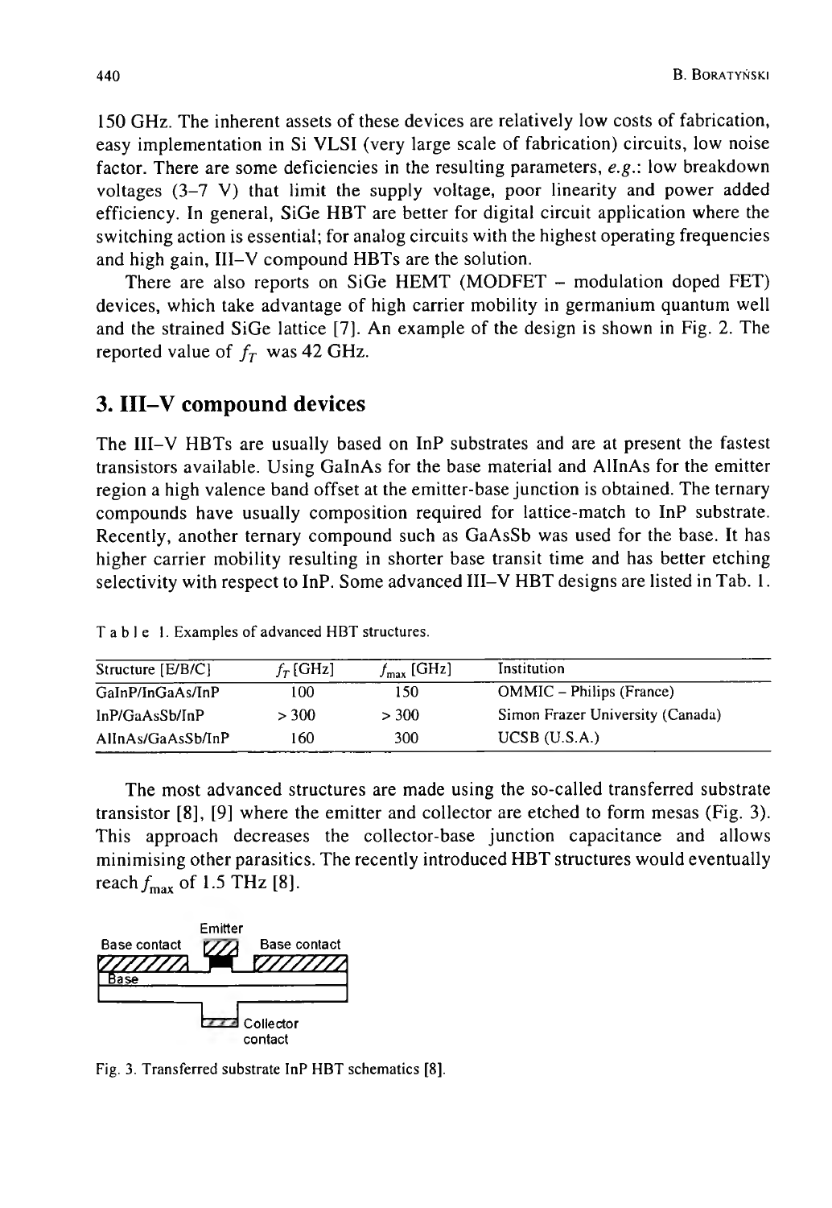150 GHz. The inherent assets of these devices are relatively low costs of fabrication, easy implementation in Si VLSI (very large scale of fabrication) circuits, low noise factor. There are some deficiencies in the resulting parameters, *e.g.*: low breakdown voltages (3–7 V) that limit the supply voltage, poor linearity and power added efficiency. In general, SiGe HBT are better for digital circuit application where the switching action is essential; for analog circuits with the highest operating frequencies and high gain, III–V compound HBTs are the solution.

There are also reports on SiGe HEMT (MODFET – modulation doped FET) devices, which take advantage of high carrier mobility in germanium quantum well and the strained SiGe lattice [7]. An example of the design is shown in Fig. 2. The reported value of $f_T$ was 42 GHz.

## 3. III–V compound devices

The III–V HBTs are usually based on InP substrates and are at present the fastest transistors available. Using GaInAs for the base material and AlInAs for the emitter region a high valence band offset at the emitter-base junction is obtained. The ternary compounds have usually composition required for lattice-match to InP substrate. Recently, another ternary compound such as GaAsSb was used for the base. It has higher carrier mobility resulting in shorter base transit time and has better etching selectivity with respect to InP. Some advanced III–V HBT designs are listed in Tab. 1.

Table 1. Examples of advanced HBT structures.

| Structure [E/B/C] | $f_T$ [GHz] | $f_{max}$ [GHz] | Institution |
|---|---|---|---|
| GaInP/InGaAs/InP | 100 | 150 | OMMIC – Philips (France) |
| InP/GaAsSb/InP | > 300 | > 300 | Simon Frazer University (Canada) |
| AlInAs/GaAsSb/InP | 160 | 300 | UCSB (U.S.A.) |

The most advanced structures are made using the so-called transferred substrate transistor [8], [9] where the emitter and collector are etched to form mesas (Fig. 3). This approach decreases the collector-base junction capacitance and allows minimising other parasitics. The recently introduced HBT structures would eventually reach $f_{max}$ of 1.5 THz [8].

Fig. 3. Transferred substrate InP HBT schematics [8].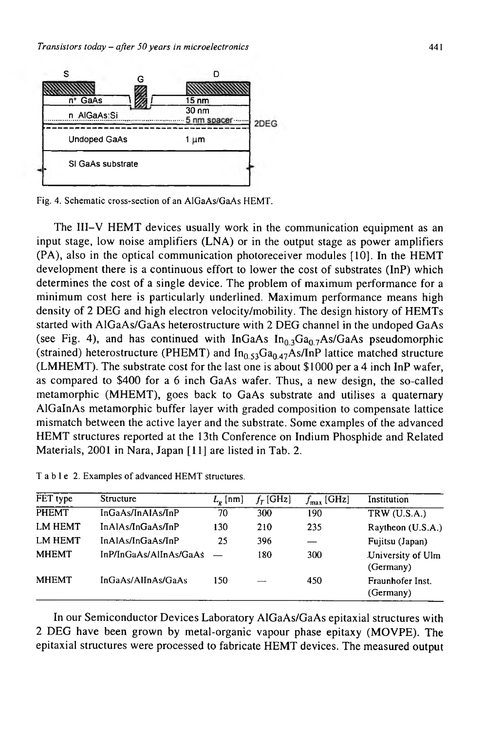Fig. 4. Schematic cross-section of an AlGaAs/GaAs HEMT.

The III–V HEMT devices usually work in the communication equipment as an input stage, low noise amplifiers (LNA) or in the output stage as power amplifiers (PA), also in the optical communication photoreceiver modules [10]. In the HEMT development there is a continuous effort to lower the cost of substrates (InP) which determines the cost of a single device. The problem of maximum performance for a minimum cost here is particularly underlined. Maximum performance means high density of 2 DEG and high electron velocity/mobility. The design history of HEMTs started with AlGaAs/GaAs heterostructure with 2 DEG channel in the undoped GaAs (see Fig. 4), and has continued with InGaAs $In_{0.3}Ga_{0.7}As$/GaAs pseudomorphic (strained) heterostructure (PHEMT) and $In_{0.53}Ga_{0.47}As$/InP lattice matched structure (LMHEMT). The substrate cost for the last one is about $1000 per a 4 inch InP wafer, as compared to $400 for a 6 inch GaAs wafer. Thus, a new design, the so-called metamorphic (MHEMT), goes back to GaAs substrate and utilises a quaternary AlGaInAs metamorphic buffer layer with graded composition to compensate lattice mismatch between the active layer and the substrate. Some examples of the advanced HEMT structures reported at the 13th Conference on Indium Phosphide and Related Materials, 2001 in Nara, Japan [11] are listed in Tab. 2.

Table 2. Examples of advanced HEMT structures.

| FET type | Structure | $L_g$ [nm] | $f_T$ [GHz] | $f_{max}$ [GHz] | Institution |
|---|---|---|---|---|---|
| PHEMT | InGaAs/InAlAs/InP | 70 | 300 | 190 | TRW (U.S.A.) |
| LM HEMT | InAlAs/InGaAs/InP | 130 | 210 | 235 | Raytheon (U.S.A.) |
| LM HEMT | InAlAs/InGaAs/InP | 25 | 396 | — | Fujitsu (Japan) |
| MHEMT | InP/InGaAs/AlInAs/GaAs | — | 180 | 300 | University of Ulm (Germany) |
| MHEMT | InGaAs/AlInAs/GaAs | 150 | — | 450 | Fraunhofer Inst. (Germany) |

In our Semiconductor Devices Laboratory AlGaAs/GaAs epitaxial structures with 2 DEG have been grown by metal-organic vapour phase epitaxy (MOVPE). The epitaxial structures were processed to fabricate HEMT devices. The measured output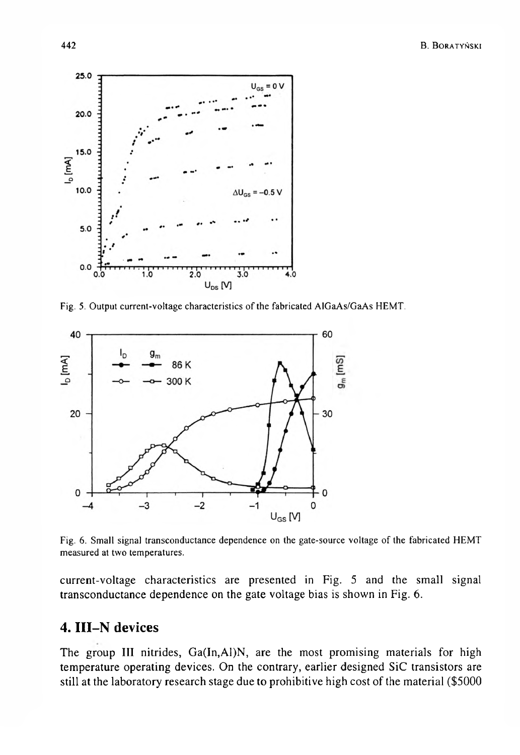Fig. 5. Output current-voltage characteristics of the fabricated AlGaAs/GaAs HEMT.

Fig. 6. Small signal transconductance dependence on the gate-source voltage of the fabricated HEMT measured at two temperatures.

current-voltage characteristics are presented in Fig. 5 and the small signal transconductance dependence on the gate voltage bias is shown in Fig. 6.

## 4. III–N devices

The group III nitrides, Ga(In,Al)N, are the most promising materials for high temperature operating devices. On the contrary, earlier designed SiC transistors are still at the laboratory research stage due to prohibitive high cost of the material ($5000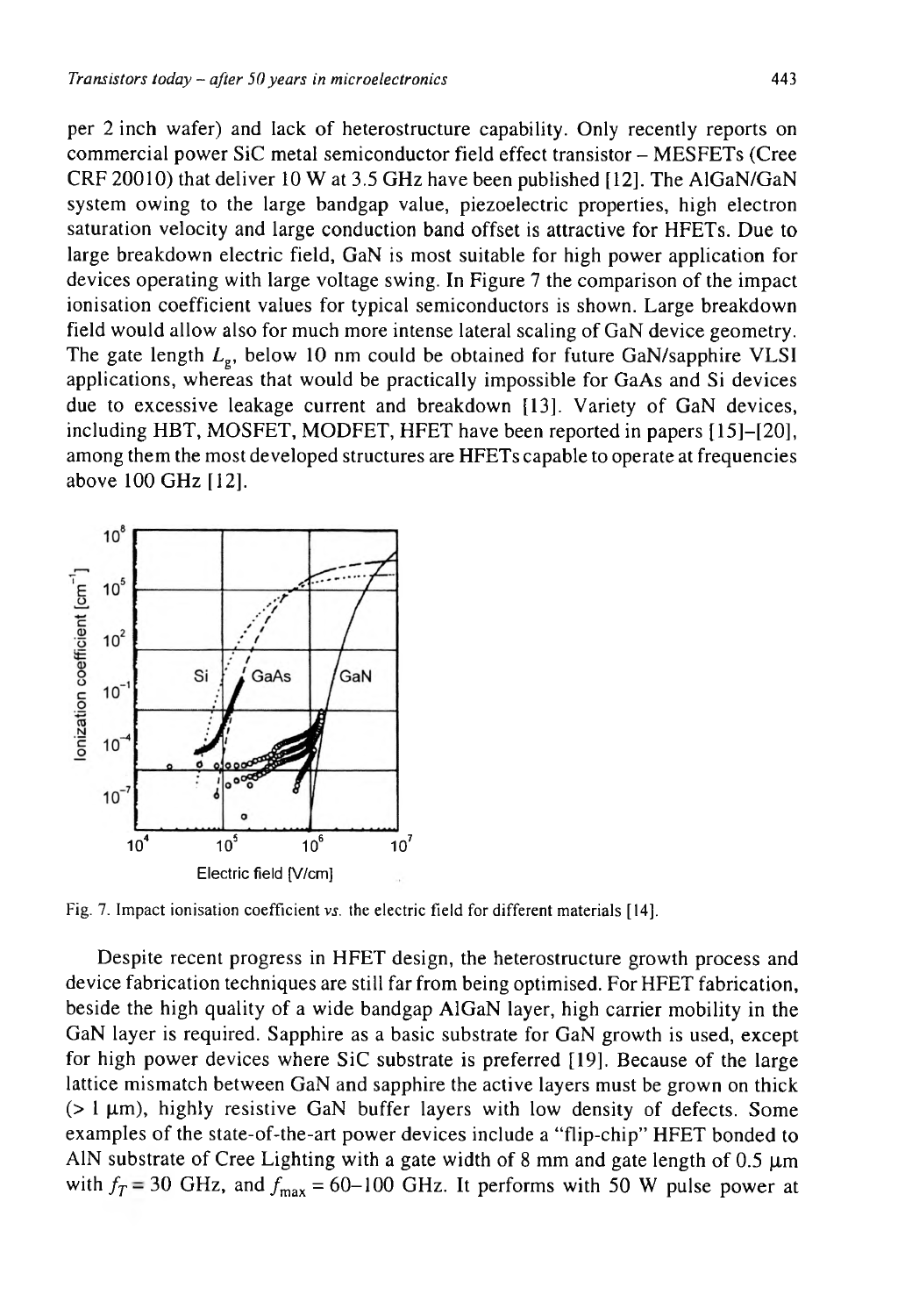per 2 inch wafer) and lack of heterostructure capability. Only recently reports on commercial power SiC metal semiconductor field effect transistor – MESFETs (Cree CRF 20010) that deliver 10 W at 3.5 GHz have been published [12]. The AlGaN/GaN system owing to the large bandgap value, piezoelectric properties, high electron saturation velocity and large conduction band offset is attractive for HFETs. Due to large breakdown electric field, GaN is most suitable for high power application for devices operating with large voltage swing. In Figure 7 the comparison of the impact ionisation coefficient values for typical semiconductors is shown. Large breakdown field would allow also for much more intense lateral scaling of GaN device geometry. The gate length $L_g$, below 10 nm could be obtained for future GaN/sapphire VLSI applications, whereas that would be practically impossible for GaAs and Si devices due to excessive leakage current and breakdown [13]. Variety of GaN devices, including HBT, MOSFET, MODFET, HFET have been reported in papers [15]–[20], among them the most developed structures are HFETs capable to operate at frequencies above 100 GHz [12].

Fig. 7. Impact ionisation coefficient *vs.* the electric field for different materials [14].

Despite recent progress in HFET design, the heterostructure growth process and device fabrication techniques are still far from being optimised. For HFET fabrication, beside the high quality of a wide bandgap AlGaN layer, high carrier mobility in the GaN layer is required. Sapphire as a basic substrate for GaN growth is used, except for high power devices where SiC substrate is preferred [19]. Because of the large lattice mismatch between GaN and sapphire the active layers must be grown on thick (> 1 μm), highly resistive GaN buffer layers with low density of defects. Some examples of the state-of-the-art power devices include a "flip-chip" HFET bonded to AlN substrate of Cree Lighting with a gate width of 8 mm and gate length of 0.5 μm with $f_T = 30$ GHz, and $f_{max} = 60$–$100$ GHz. It performs with 50 W pulse power at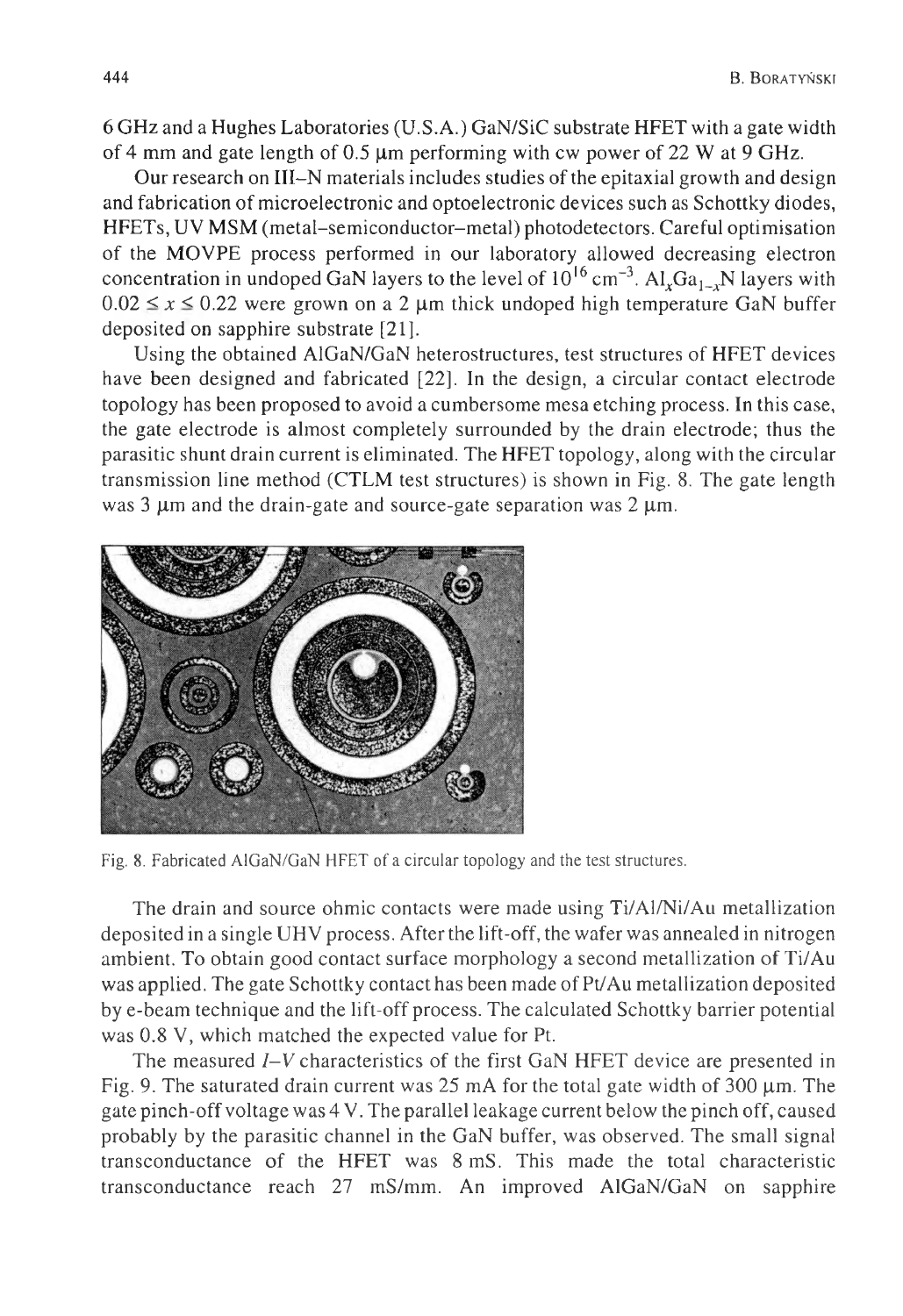6 GHz and a Hughes Laboratories (U.S.A.) GaN/SiC substrate HFET with a gate width of 4 mm and gate length of 0.5 μm performing with cw power of 22 W at 9 GHz.

Our research on III–N materials includes studies of the epitaxial growth and design and fabrication of microelectronic and optoelectronic devices such as Schottky diodes, HFETs, UV MSM (metal–semiconductor–metal) photodetectors. Careful optimisation of the MOVPE process performed in our laboratory allowed decreasing electron concentration in undoped GaN layers to the level of $10^{16}$ cm$^{-3}$. $Al_xGa_{1-x}N$ layers with $0.02 \le x \le 0.22$ were grown on a 2 μm thick undoped high temperature GaN buffer deposited on sapphire substrate [21].

Using the obtained AlGaN/GaN heterostructures, test structures of HFET devices have been designed and fabricated [22]. In the design, a circular contact electrode topology has been proposed to avoid a cumbersome mesa etching process. In this case, the gate electrode is almost completely surrounded by the drain electrode; thus the parasitic shunt drain current is eliminated. The HFET topology, along with the circular transmission line method (CTLM test structures) is shown in Fig. 8. The gate length was 3 μm and the drain-gate and source-gate separation was 2 μm.

Fig. 8. Fabricated AlGaN/GaN HFET of a circular topology and the test structures.

The drain and source ohmic contacts were made using Ti/Al/Ni/Au metallization deposited in a single UHV process. After the lift-off, the wafer was annealed in nitrogen ambient. To obtain good contact surface morphology a second metallization of Ti/Au was applied. The gate Schottky contact has been made of Pt/Au metallization deposited by e-beam technique and the lift-off process. The calculated Schottky barrier potential was 0.8 V, which matched the expected value for Pt.

The measured *I–V* characteristics of the first GaN HFET device are presented in Fig. 9. The saturated drain current was 25 mA for the total gate width of 300 μm. The gate pinch-off voltage was 4 V. The parallel leakage current below the pinch off, caused probably by the parasitic channel in the GaN buffer, was observed. The small signal transconductance of the HFET was 8 mS. This made the total characteristic transconductance reach 27 mS/mm. An improved AlGaN/GaN on sapphire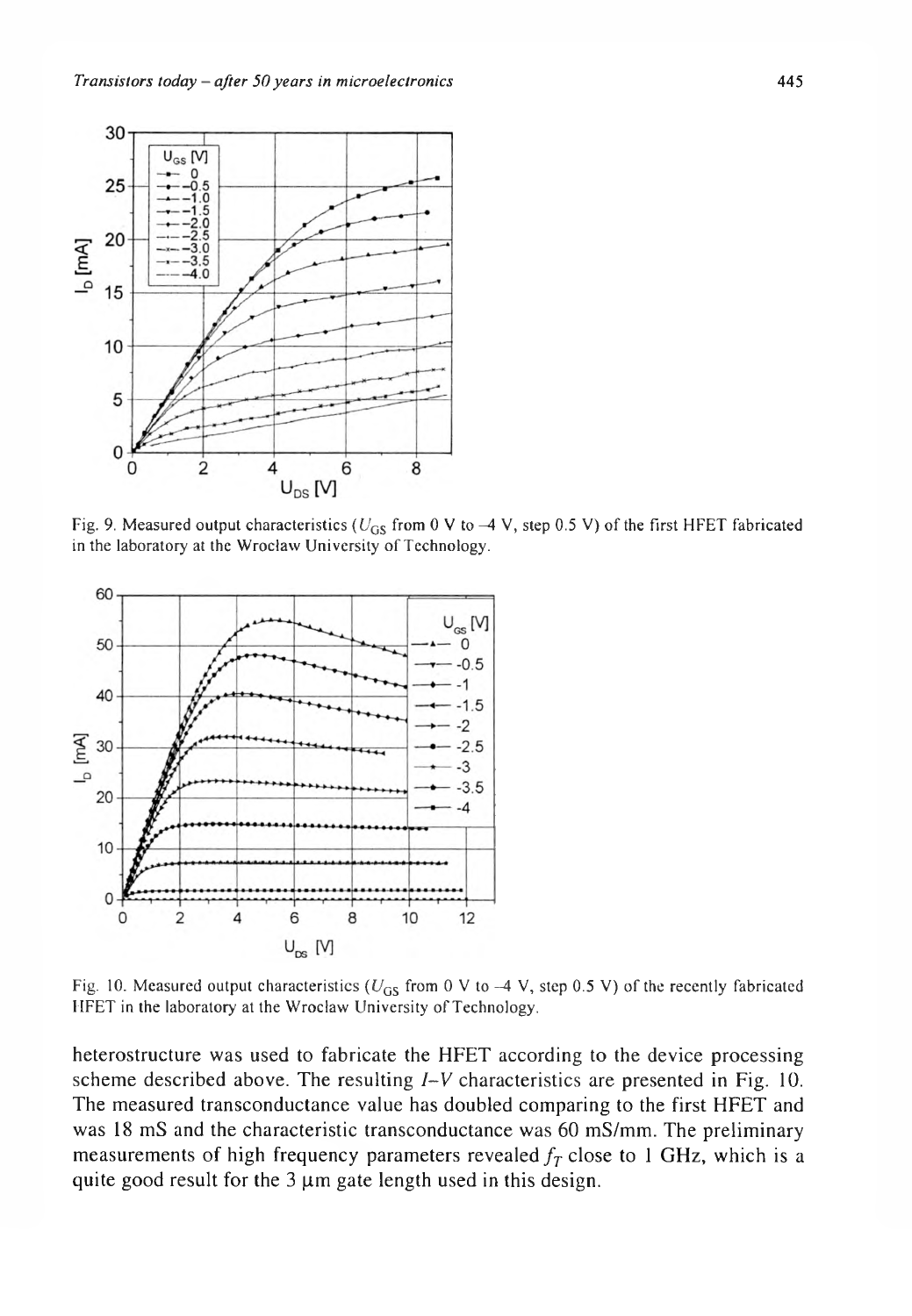Fig. 9. Measured output characteristics ($U_{GS}$ from 0 V to –4 V, step 0.5 V) of the first HFET fabricated in the laboratory at the Wroclaw University of Technology.

Fig. 10. Measured output characteristics ($U_{GS}$ from 0 V to –4 V, step 0.5 V) of the recently fabricated HFET in the laboratory at the Wroclaw University of Technology.

heterostructure was used to fabricate the HFET according to the device processing scheme described above. The resulting *I–V* characteristics are presented in Fig. 10. The measured transconductance value has doubled comparing to the first HFET and was 18 mS and the characteristic transconductance was 60 mS/mm. The preliminary measurements of high frequency parameters revealed $f_T$ close to 1 GHz, which is a quite good result for the 3 μm gate length used in this design.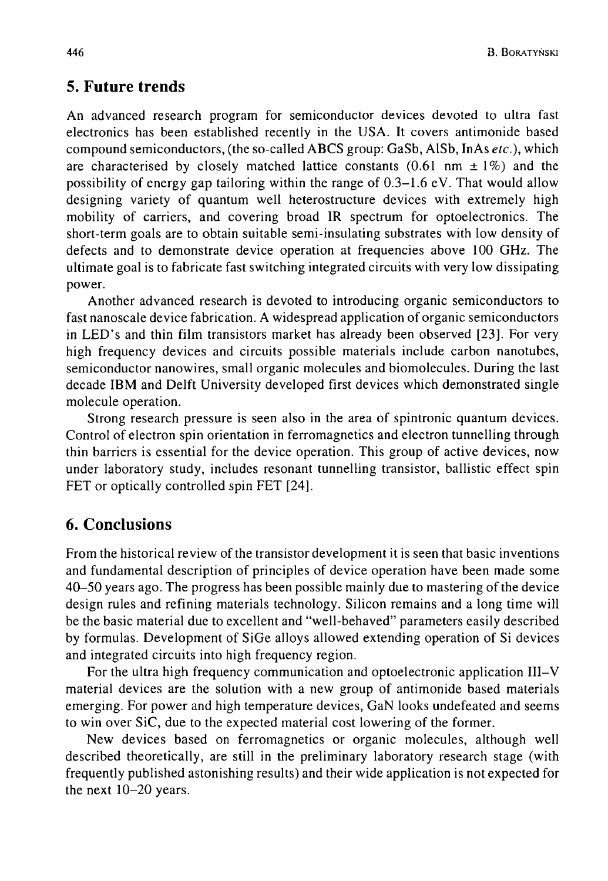## 5. Future trends

An advanced research program for semiconductor devices devoted to ultra fast electronics has been established recently in the USA. It covers antimonide based compound semiconductors, (the so-called ABCS group: GaSb, AlSb, InAs *etc.*), which are characterised by closely matched lattice constants (0.61 nm ± 1%) and the possibility of energy gap tailoring within the range of 0.3–1.6 eV. That would allow designing variety of quantum well heterostructure devices with extremely high mobility of carriers, and covering broad IR spectrum for optoelectronics. The short-term goals are to obtain suitable semi-insulating substrates with low density of defects and to demonstrate device operation at frequencies above 100 GHz. The ultimate goal is to fabricate fast switching integrated circuits with very low dissipating power.

Another advanced research is devoted to introducing organic semiconductors to fast nanoscale device fabrication. A widespread application of organic semiconductors in LED's and thin film transistors market has already been observed [23]. For very high frequency devices and circuits possible materials include carbon nanotubes, semiconductor nanowires, small organic molecules and biomolecules. During the last decade IBM and Delft University developed first devices which demonstrated single molecule operation.

Strong research pressure is seen also in the area of spintronic quantum devices. Control of electron spin orientation in ferromagnetics and electron tunnelling through thin barriers is essential for the device operation. This group of active devices, now under laboratory study, includes resonant tunnelling transistor, ballistic effect spin FET or optically controlled spin FET [24].

## 6. Conclusions

From the historical review of the transistor development it is seen that basic inventions and fundamental description of principles of device operation have been made some 40–50 years ago. The progress has been possible mainly due to mastering of the device design rules and refining materials technology. Silicon remains and a long time will be the basic material due to excellent and "well-behaved" parameters easily described by formulas. Development of SiGe alloys allowed extending operation of Si devices and integrated circuits into high frequency region.

For the ultra high frequency communication and optoelectronic application III–V material devices are the solution with a new group of antimonide based materials emerging. For power and high temperature devices, GaN looks undefeated and seems to win over SiC, due to the expected material cost lowering of the former.

New devices based on ferromagnetics or organic molecules, although well described theoretically, are still in the preliminary laboratory research stage (with frequently published astonishing results) and their wide application is not expected for the next 10–20 years.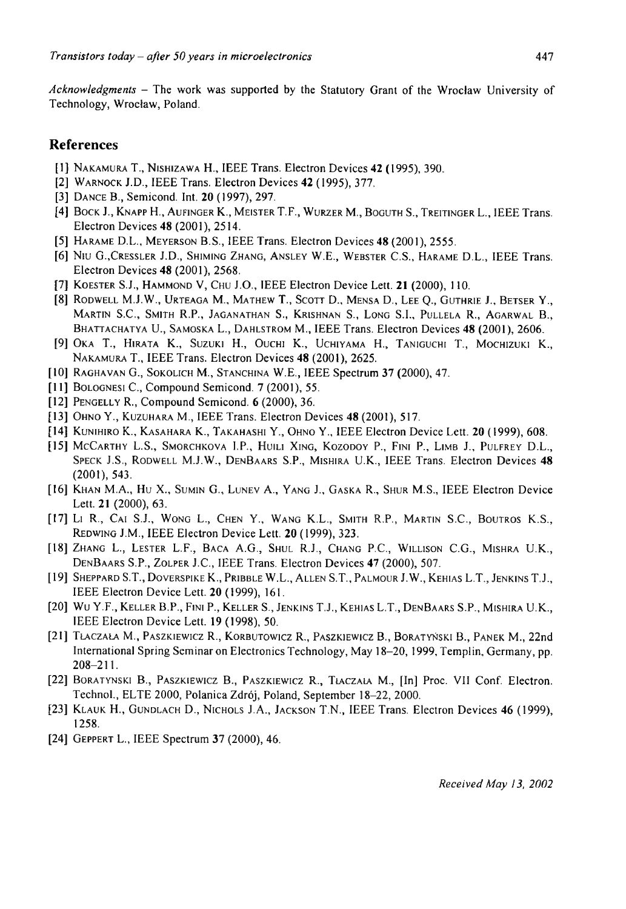*Acknowledgments* – The work was supported by the Statutory Grant of the Wrocław University of Technology, Wrocław, Poland.

## References

[1] NAKAMURA T., NISHIZAWA H., IEEE Trans. Electron Devices **42** (1995), 390.

[2] WARNOCK J.D., IEEE Trans. Electron Devices **42** (1995), 377.

[3] DANCE B., Semicond. Int. **20** (1997), 297.

[4] BOCK J., KNAPP H., AUFINGER K., MEISTER T.F., WURZER M., BOGUTH S., TREITINGER L., IEEE Trans. Electron Devices **48** (2001), 2514.

[5] HARAME D.L., MEYERSON B.S., IEEE Trans. Electron Devices **48** (2001), 2555.

[6] NIU G.,CRESSLER J.D., SHIMING ZHANG, ANSLEY W.E., WEBSTER C.S., HARAME D.L., IEEE Trans. Electron Devices **48** (2001), 2568.

[7] KOESTER S.J., HAMMOND V, CHU J.O., IEEE Electron Device Lett. **21** (2000), 110.

[8] RODWELL M.J.W., URTEAGA M., MATHEW T., SCOTT D., MENSA D., LEE Q., GUTHRIE J., BETSER Y., MARTIN S.C., SMITH R.P., JAGANATHAN S., KRISHNAN S., LONG S.I., PULLELA R., AGARWAL B., BHATTACHATYA U., SAMOSKA L., DAHLSTROM M., IEEE Trans. Electron Devices **48** (2001), 2606.

[9] OKA T., HIRATA K., SUZUKI H., OUCHI K., UCHIYAMA H., TANIGUCHI T., MOCHIZUKI K., NAKAMURA T., IEEE Trans. Electron Devices **48** (2001), 2625.

[10] RAGHAVAN G., SOKOLICH M., STANCHINA W.E., IEEE Spectrum **37** (2000), 47.

[11] BOLOGNESI C., Compound Semicond. **7** (2001), 55.

[12] PENGELLY R., Compound Semicond. **6** (2000), 36.

[13] OHNO Y., KUZUHARA M., IEEE Trans. Electron Devices **48** (2001), 517.

[14] KUNIHIRO K., KASAHARA K., TAKAHASHI Y., OHNO Y., IEEE Electron Device Lett. **20** (1999), 608.

[15] MCCARTHY L.S., SMORCHKOVA I.P., HUILI XING, KOZODOY P., FINI P., LIMB J., PULFREY D.L., SPECK J.S., RODWELL M.J.W., DENBAARS S.P., MISHIRA U.K., IEEE Trans. Electron Devices **48** (2001), 543.

[16] KHAN M.A., HU X., SUMIN G., LUNEV A., YANG J., GASKA R., SHUR M.S., IEEE Electron Device Lett. **21** (2000), 63.

[17] LI R., CAI S.J., WONG L., CHEN Y., WANG K.L., SMITH R.P., MARTIN S.C., BOUTROS K.S., REDWING J.M., IEEE Electron Device Lett. **20** (1999), 323.

[18] ZHANG L., LESTER L.F., BACA A.G., SHUL R.J., CHANG P.C., WILLISON C.G., MISHRA U.K., DENBAARS S.P., ZOLPER J.C., IEEE Trans. Electron Devices **47** (2000), 507.

[19] SHEPPARD S.T., DOVERSPIKE K., PRIBBLE W.L., ALLEN S.T., PALMOUR J.W., KEHIAS L.T., JENKINS T.J., IEEE Electron Device Lett. **20** (1999), 161.

[20] WU Y.F., KELLER B.P., FINI P., KELLER S., JENKINS T.J., KEHIAS L.T., DENBAARS S.P., MISHIRA U.K., IEEE Electron Device Lett. **19** (1998), 50.

[21] TŁACZAŁA M., PASZKIEWICZ R., KORBUTOWICZ R., PASZKIEWICZ B., BORATYŃSKI B., PANEK M., 22nd International Spring Seminar on Electronics Technology, May 18–20, 1999, Templin, Germany, pp. 208–211.

[22] BORATYNSKI B., PASZKIEWICZ B., PASZKIEWICZ R., TŁACZAŁA M., [In] Proc. VII Conf. Electron. Technol., ELTE 2000, Polanica Zdrój, Poland, September 18–22, 2000.

[23] KLAUK H., GUNDLACH D., NICHOLS J.A., JACKSON T.N., IEEE Trans. Electron Devices **46** (1999), 1258.

[24] GEPPERT L., IEEE Spectrum **37** (2000), 46.

*Received May 13, 2002*